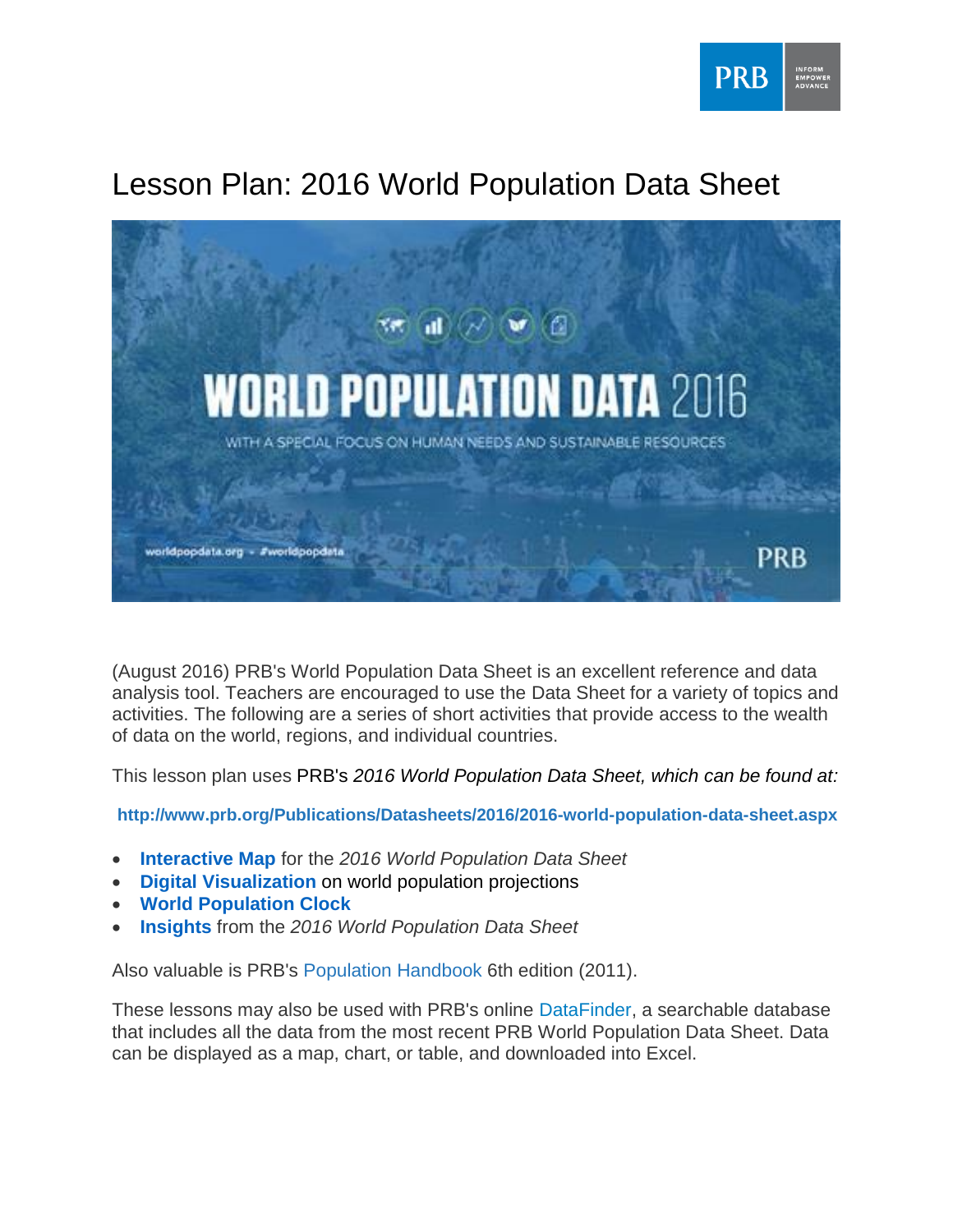# Lesson Plan: 2016 World Population Data Sheet

(August 2016) PRB's World Population Data Sheet is an excellent reference and data analysis tool. Teachers are encouraged to use the Data Sheet for a variety of topics and activities. The following are a series of short activities that provide access to the wealth of data on the world, regions, and individual countries.

This lesson plan uses PRB's *2016 World Population Data Sheet, which can be found at:*

**http://www.prb.org/Publications/Datasheets/2016/2016-world-population-data-sheet.aspx**

- **Interactive Map** for the *2016 World Population Data Sheet*
- **Digital Visualization** on world population projections
- **World Population Clock**
- **Insights** from the *2016 World Population Data Sheet*

Also valuable is PRB's Population Handbook 6th edition (2011).

These lessons may also be used with PRB's online DataFinder, a searchable database that includes all the data from the most recent PRB World Population Data Sheet. Data can be displayed as a map, chart, or table, and downloaded into Excel.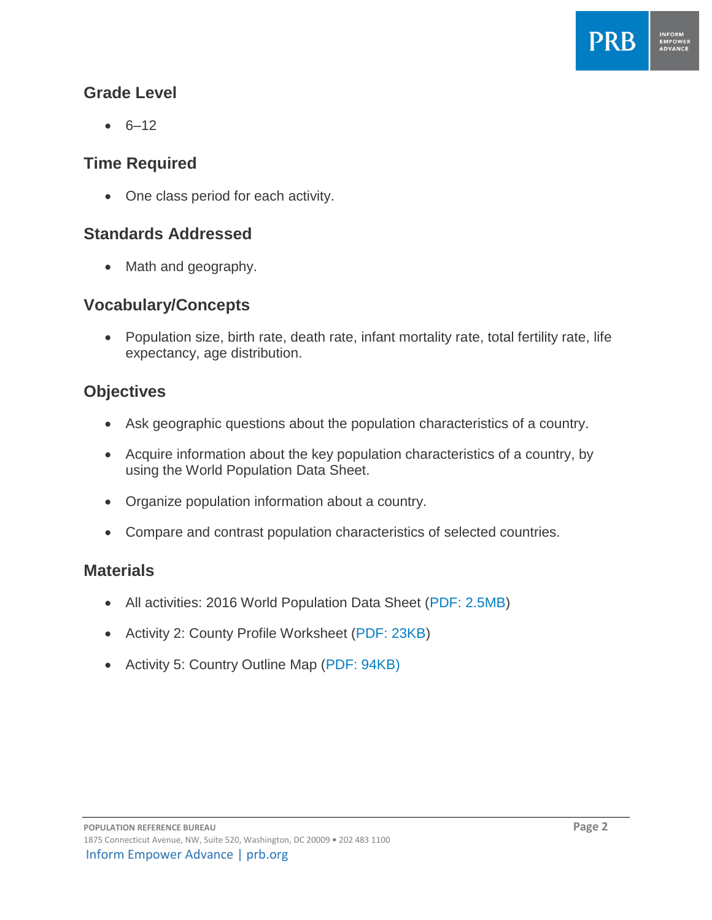## Grade Level

- 6–12

## Time Required

- One class period for each activity.

## Standards Addressed

- Math and geography.

## Vocabulary/Concepts

- Population size, birth rate, death rate, infant mortality rate, total fertility rate, life expectancy, age distribution.

## Objectives

- Ask geographic questions about the population characteristics of a country.
- Acquire information about the key population characteristics of a country, by using the World Population Data Sheet.
- Organize population information about a country.
- Compare and contrast population characteristics of selected countries.

## Materials

- All activities: 2016 World Population Data Sheet (PDF: 2.5MB)
- Activity 2: County Profile Worksheet (PDF: 23KB)
- Activity 5: Country Outline Map (PDF: 94KB)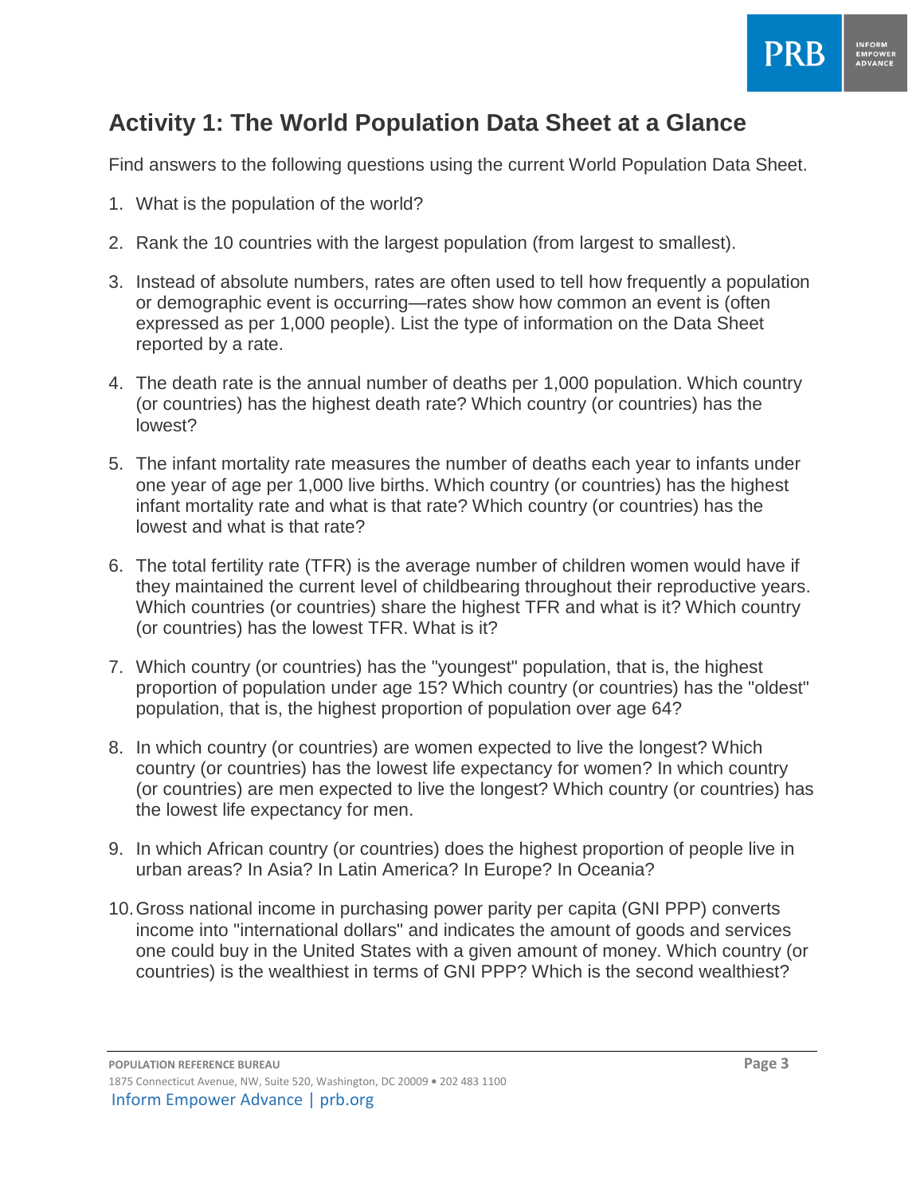# Activity 1: The World Population Data Sheet at a Glance

Find answers to the following questions using the current World Population Data Sheet.

1. What is the population of the world?

2. Rank the 10 countries with the largest population (from largest to smallest).

3. Instead of absolute numbers, rates are often used to tell how frequently a population or demographic event is occurring—rates show how common an event is (often expressed as per 1,000 people). List the type of information on the Data Sheet reported by a rate.

4. The death rate is the annual number of deaths per 1,000 population. Which country (or countries) has the highest death rate? Which country (or countries) has the lowest?

5. The infant mortality rate measures the number of deaths each year to infants under one year of age per 1,000 live births. Which country (or countries) has the highest infant mortality rate and what is that rate? Which country (or countries) has the lowest and what is that rate?

6. The total fertility rate (TFR) is the average number of children women would have if they maintained the current level of childbearing throughout their reproductive years. Which countries (or countries) share the highest TFR and what is it? Which country (or countries) has the lowest TFR. What is it?

7. Which country (or countries) has the "youngest" population, that is, the highest proportion of population under age 15? Which country (or countries) has the "oldest" population, that is, the highest proportion of population over age 64?

8. In which country (or countries) are women expected to live the longest? Which country (or countries) has the lowest life expectancy for women? In which country (or countries) are men expected to live the longest? Which country (or countries) has the lowest life expectancy for men.

9. In which African country (or countries) does the highest proportion of people live in urban areas? In Asia? In Latin America? In Europe? In Oceania?

10. Gross national income in purchasing power parity per capita (GNI PPP) converts income into "international dollars" and indicates the amount of goods and services one could buy in the United States with a given amount of money. Which country (or countries) is the wealthiest in terms of GNI PPP? Which is the second wealthiest?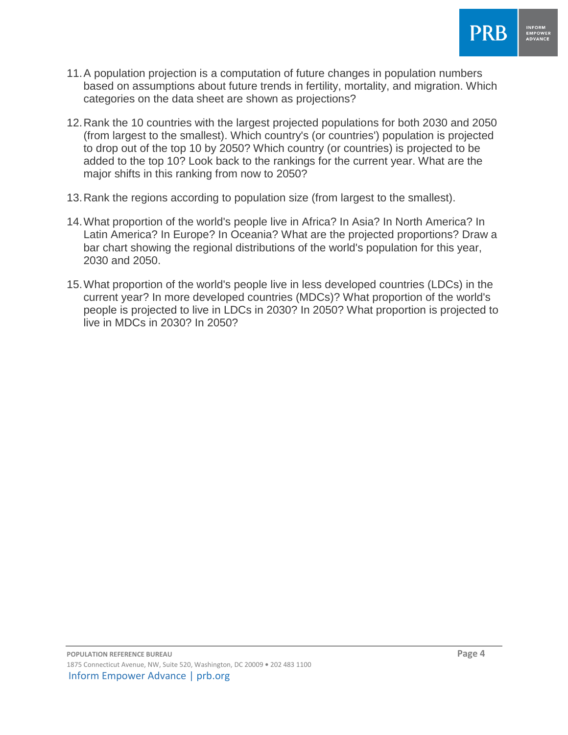11. A population projection is a computation of future changes in population numbers based on assumptions about future trends in fertility, mortality, and migration. Which categories on the data sheet are shown as projections?

12. Rank the 10 countries with the largest projected populations for both 2030 and 2050 (from largest to the smallest). Which country's (or countries') population is projected to drop out of the top 10 by 2050? Which country (or countries) is projected to be added to the top 10? Look back to the rankings for the current year. What are the major shifts in this ranking from now to 2050?

13. Rank the regions according to population size (from largest to the smallest).

14. What proportion of the world's people live in Africa? In Asia? In North America? In Latin America? In Europe? In Oceania? What are the projected proportions? Draw a bar chart showing the regional distributions of the world's population for this year, 2030 and 2050.

15. What proportion of the world's people live in less developed countries (LDCs) in the current year? In more developed countries (MDCs)? What proportion of the world's people is projected to live in LDCs in 2030? In 2050? What proportion is projected to live in MDCs in 2030? In 2050?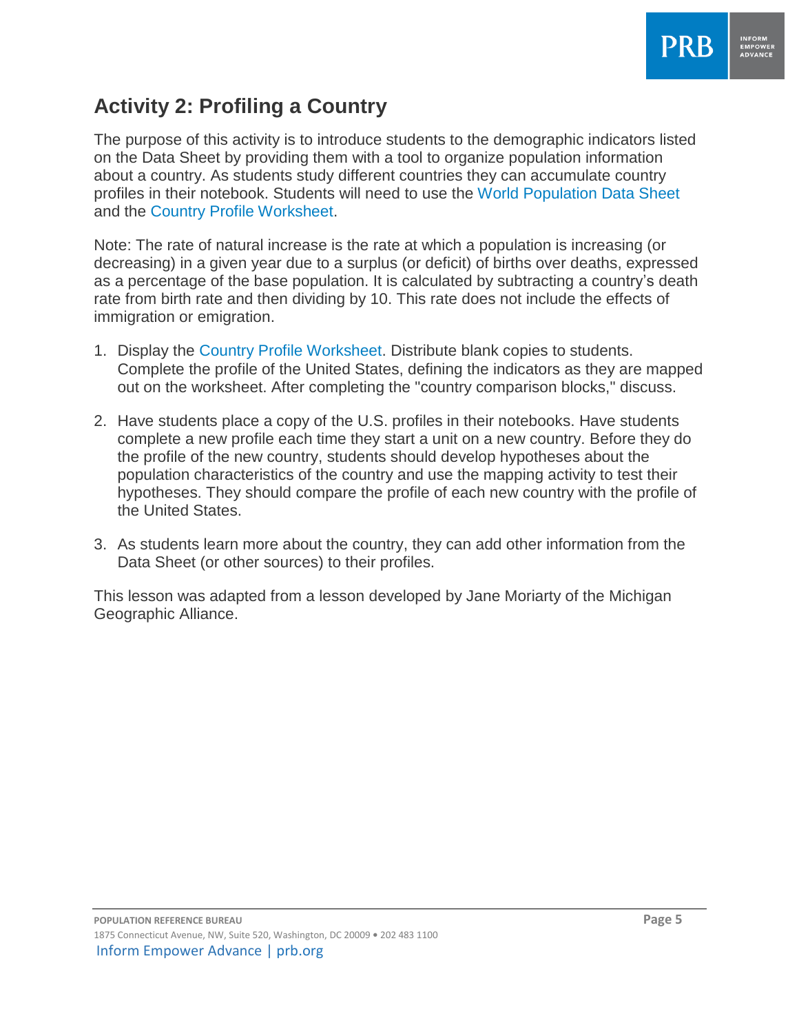## Activity 2: Profiling a Country

The purpose of this activity is to introduce students to the demographic indicators listed on the Data Sheet by providing them with a tool to organize population information about a country. As students study different countries they can accumulate country profiles in their notebook. Students will need to use the World Population Data Sheet and the Country Profile Worksheet.

Note: The rate of natural increase is the rate at which a population is increasing (or decreasing) in a given year due to a surplus (or deficit) of births over deaths, expressed as a percentage of the base population. It is calculated by subtracting a country's death rate from birth rate and then dividing by 10. This rate does not include the effects of immigration or emigration.

1. Display the Country Profile Worksheet. Distribute blank copies to students. Complete the profile of the United States, defining the indicators as they are mapped out on the worksheet. After completing the "country comparison blocks," discuss.

2. Have students place a copy of the U.S. profiles in their notebooks. Have students complete a new profile each time they start a unit on a new country. Before they do the profile of the new country, students should develop hypotheses about the population characteristics of the country and use the mapping activity to test their hypotheses. They should compare the profile of each new country with the profile of the United States.

3. As students learn more about the country, they can add other information from the Data Sheet (or other sources) to their profiles.

This lesson was adapted from a lesson developed by Jane Moriarty of the Michigan Geographic Alliance.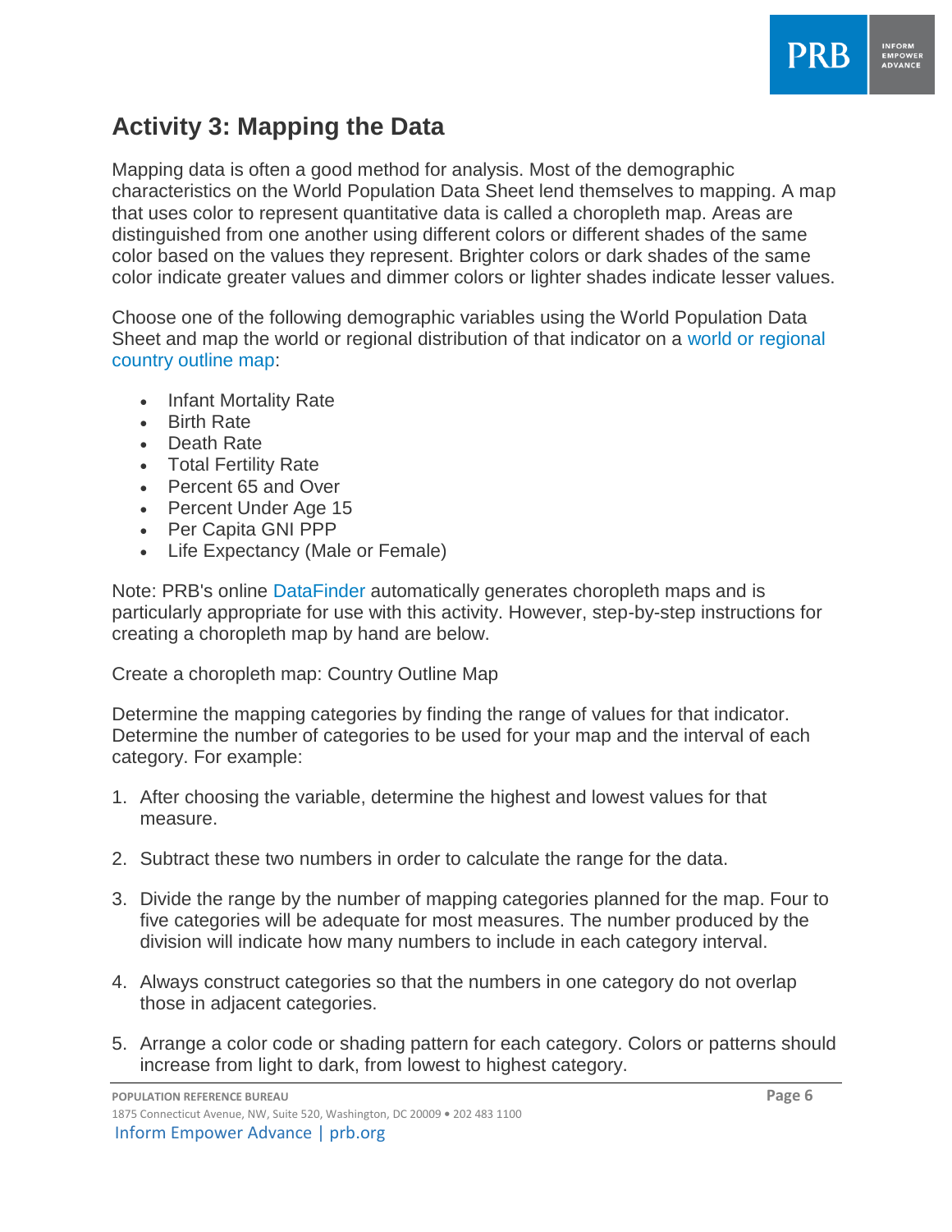## Activity 3: Mapping the Data

Mapping data is often a good method for analysis. Most of the demographic characteristics on the World Population Data Sheet lend themselves to mapping. A map that uses color to represent quantitative data is called a choropleth map. Areas are distinguished from one another using different colors or different shades of the same color based on the values they represent. Brighter colors or dark shades of the same color indicate greater values and dimmer colors or lighter shades indicate lesser values.

Choose one of the following demographic variables using the World Population Data Sheet and map the world or regional distribution of that indicator on a world or regional country outline map:

- Infant Mortality Rate
- Birth Rate
- Death Rate
- Total Fertility Rate
- Percent 65 and Over
- Percent Under Age 15
- Per Capita GNI PPP
- Life Expectancy (Male or Female)

Note: PRB's online DataFinder automatically generates choropleth maps and is particularly appropriate for use with this activity. However, step-by-step instructions for creating a choropleth map by hand are below.

Create a choropleth map: Country Outline Map

Determine the mapping categories by finding the range of values for that indicator. Determine the number of categories to be used for your map and the interval of each category. For example:

1. After choosing the variable, determine the highest and lowest values for that measure.
2. Subtract these two numbers in order to calculate the range for the data.
3. Divide the range by the number of mapping categories planned for the map. Four to five categories will be adequate for most measures. The number produced by the division will indicate how many numbers to include in each category interval.
4. Always construct categories so that the numbers in one category do not overlap those in adjacent categories.
5. Arrange a color code or shading pattern for each category. Colors or patterns should increase from light to dark, from lowest to highest category.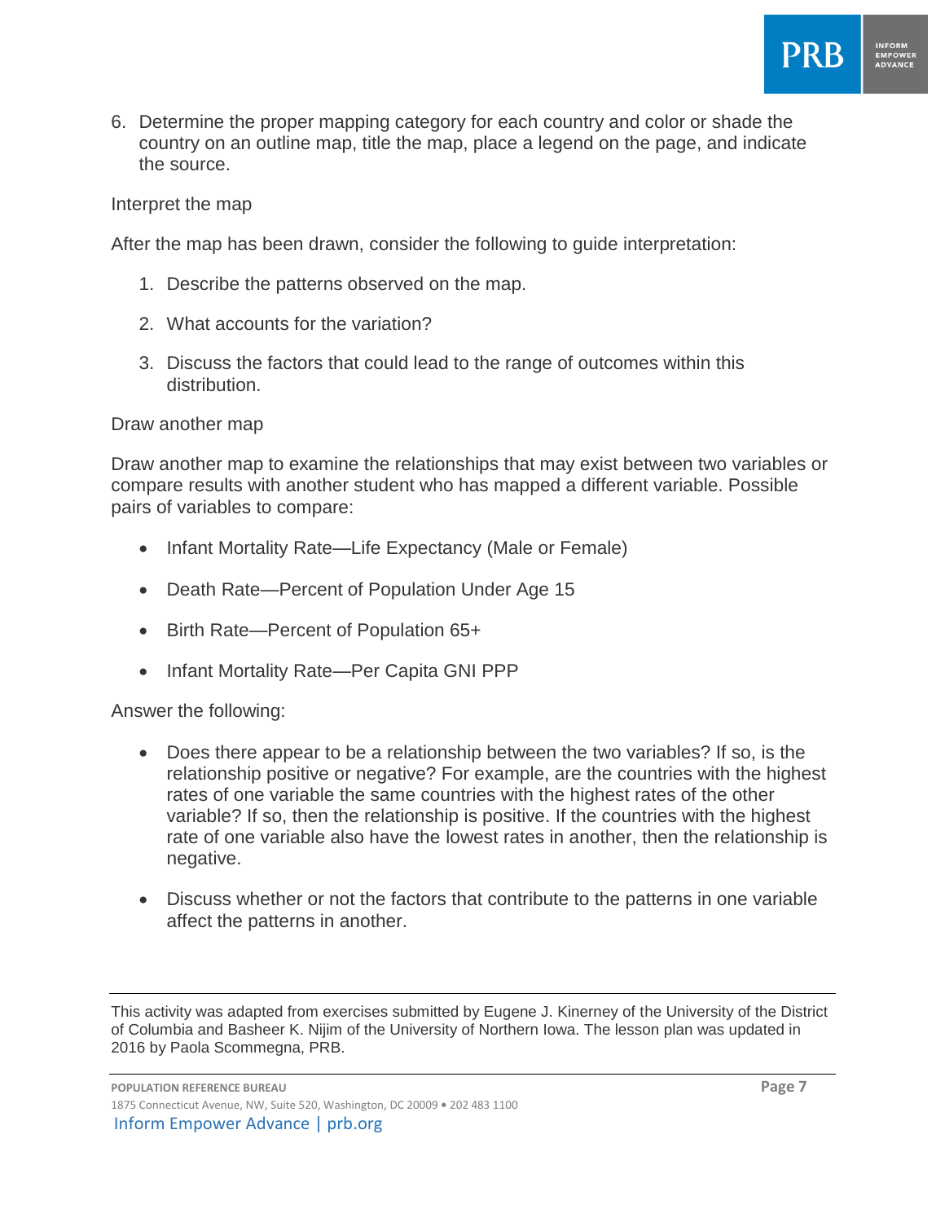6. Determine the proper mapping category for each country and color or shade the country on an outline map, title the map, place a legend on the page, and indicate the source.

Interpret the map

After the map has been drawn, consider the following to guide interpretation:

1. Describe the patterns observed on the map.
2. What accounts for the variation?
3. Discuss the factors that could lead to the range of outcomes within this distribution.

Draw another map

Draw another map to examine the relationships that may exist between two variables or compare results with another student who has mapped a different variable. Possible pairs of variables to compare:

- Infant Mortality Rate—Life Expectancy (Male or Female)
- Death Rate—Percent of Population Under Age 15
- Birth Rate—Percent of Population 65+
- Infant Mortality Rate—Per Capita GNI PPP

Answer the following:

- Does there appear to be a relationship between the two variables? If so, is the relationship positive or negative? For example, are the countries with the highest rates of one variable the same countries with the highest rates of the other variable? If so, then the relationship is positive. If the countries with the highest rate of one variable also have the lowest rates in another, then the relationship is negative.
- Discuss whether or not the factors that contribute to the patterns in one variable affect the patterns in another.

---

This activity was adapted from exercises submitted by Eugene J. Kinerney of the University of the District of Columbia and Basheer K. Nijim of the University of Northern Iowa. The lesson plan was updated in 2016 by Paola Scommegna, PRB.